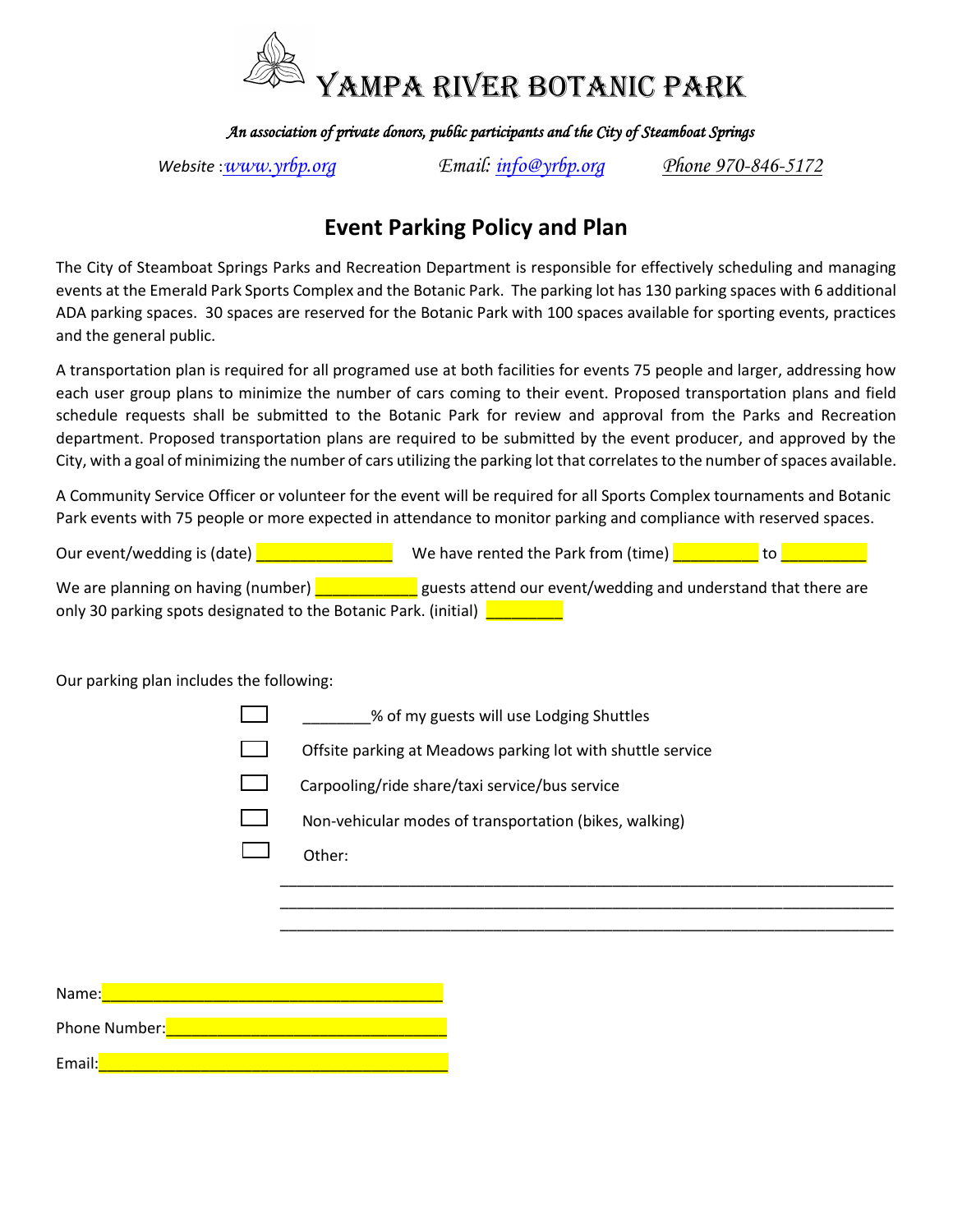# Yampa River Botanic Park

*An association of private donors, public participants and the City of Steamboat Springs*

*Website :www.yrbp.org* *Email: info@yrbp.org* *Phone 970-846-5172*

## Event Parking Policy and Plan

The City of Steamboat Springs Parks and Recreation Department is responsible for effectively scheduling and managing events at the Emerald Park Sports Complex and the Botanic Park. The parking lot has 130 parking spaces with 6 additional ADA parking spaces. 30 spaces are reserved for the Botanic Park with 100 spaces available for sporting events, practices and the general public.

A transportation plan is required for all programed use at both facilities for events 75 people and larger, addressing how each user group plans to minimize the number of cars coming to their event. Proposed transportation plans and field schedule requests shall be submitted to the Botanic Park for review and approval from the Parks and Recreation department. Proposed transportation plans are required to be submitted by the event producer, and approved by the City, with a goal of minimizing the number of cars utilizing the parking lot that correlates to the number of spaces available.

A Community Service Officer or volunteer for the event will be required for all Sports Complex tournaments and Botanic Park events with 75 people or more expected in attendance to monitor parking and compliance with reserved spaces.

Our event/wedding is (date) _______________ We have rented the Park from (time) _________ to _________

We are planning on having (number) ___________ guests attend our event/wedding and understand that there are only 30 parking spots designated to the Botanic Park. (initial) ________

Our parking plan includes the following:

- ☐ ________% of my guests will use Lodging Shuttles
- ☐ Offsite parking at Meadows parking lot with shuttle service
- ☐ Carpooling/ride share/taxi service/bus service
- ☐ Non-vehicular modes of transportation (bikes, walking)
- ☐ Other:

______________________________________________________________________

______________________________________________________________________

______________________________________________________________________

Name:______________________________________

Phone Number:_______________________________

Email:______________________________________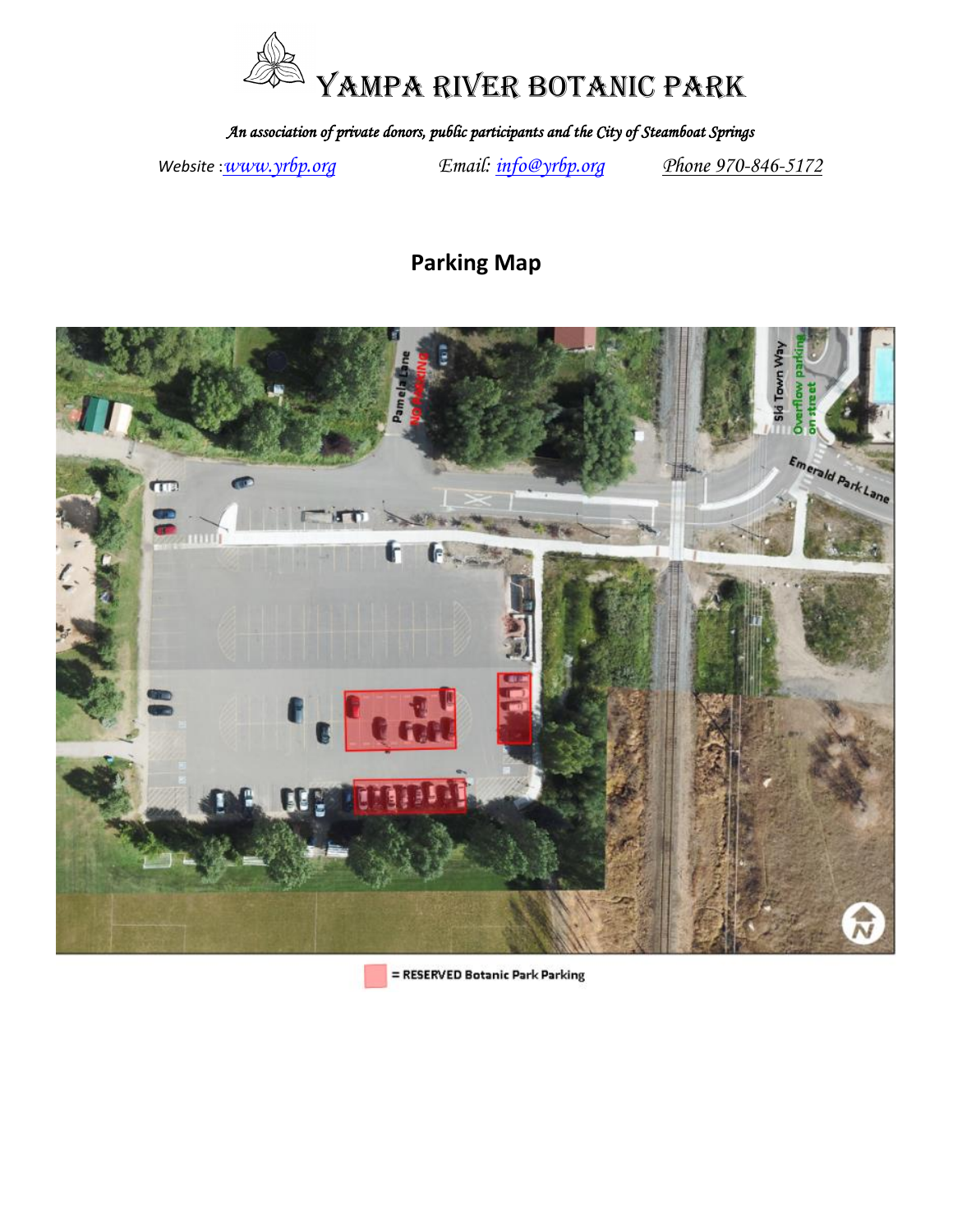# Yampa River Botanic Park

*An association of private donors, public participants and the City of Steamboat Springs*

Website : [www.yrbp.org](http://www.yrbp.org) Email: [info@yrbp.org](mailto:info@yrbp.org) Phone 970-846-5172

## Parking Map

Pamela Lane

NO PARKING

Ski Town Way

Overflow parking on street

Emerald Park Lane

N

= RESERVED Botanic Park Parking